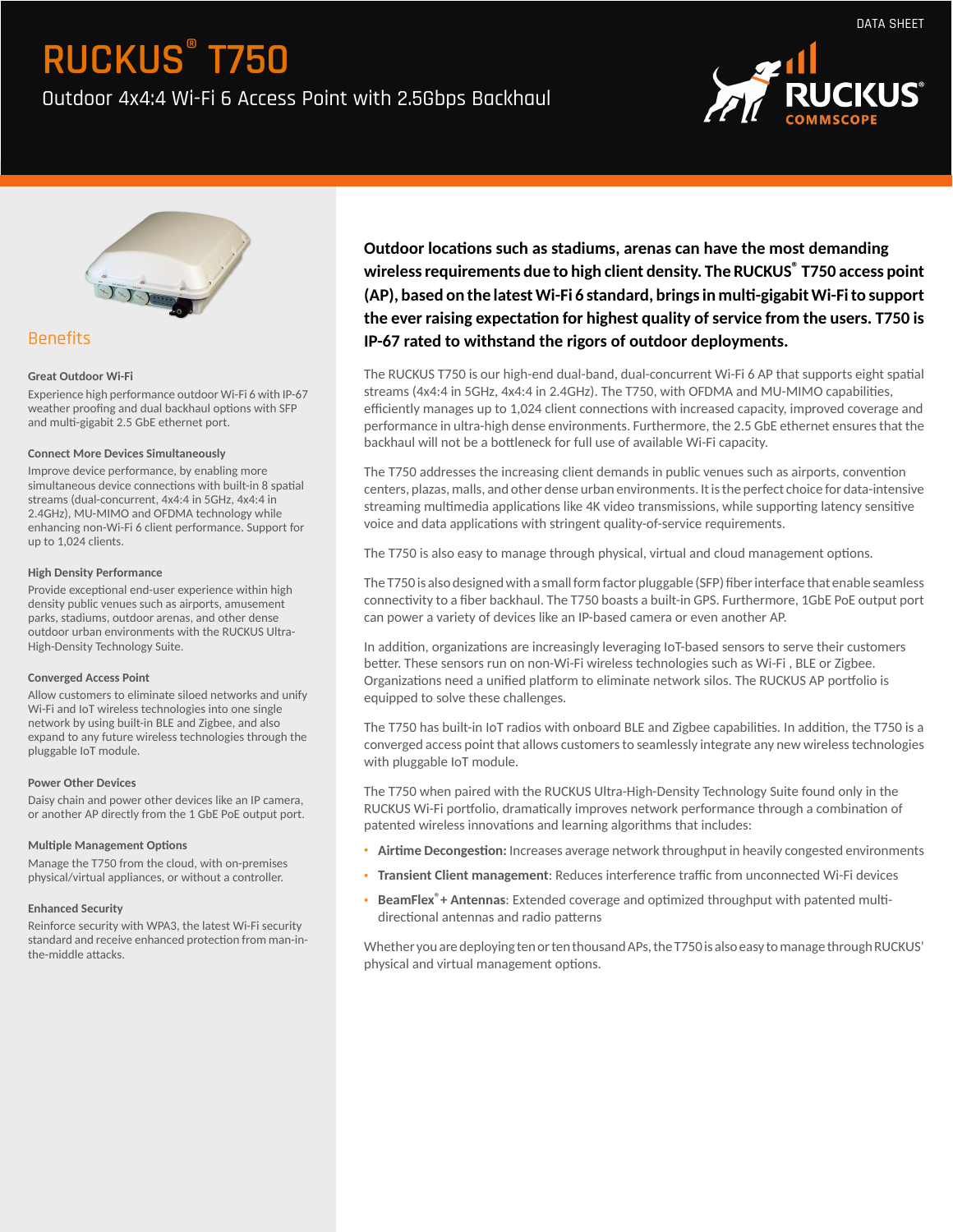DATA SHEET

# RUCKUS® T750

## Outdoor 4x4:4 Wi-Fi 6 Access Point with 2.5Gbps Backhaul

## Benefits

### Great Outdoor Wi-Fi

Experience high performance outdoor Wi-Fi 6 with IP-67 weather proofing and dual backhaul options with SFP and multi-gigabit 2.5 GbE ethernet port.

### Connect More Devices Simultaneously

Improve device performance, by enabling more simultaneous device connections with built-in 8 spatial streams (dual-concurrent, 4x4:4 in 5GHz, 4x4:4 in 2.4GHz), MU-MIMO and OFDMA technology while enhancing non-Wi-Fi 6 client performance. Support for up to 1,024 clients.

### High Density Performance

Provide exceptional end-user experience within high density public venues such as airports, amusement parks, stadiums, outdoor arenas, and other dense outdoor urban environments with the RUCKUS Ultra-High-Density Technology Suite.

### Converged Access Point

Allow customers to eliminate siloed networks and unify Wi-Fi and IoT wireless technologies into one single network by using built-in BLE and Zigbee, and also expand to any future wireless technologies through the pluggable IoT module.

### Power Other Devices

Daisy chain and power other devices like an IP camera, or another AP directly from the 1 GbE PoE output port.

### Multiple Management Options

Manage the T750 from the cloud, with on-premises physical/virtual appliances, or without a controller.

### Enhanced Security

Reinforce security with WPA3, the latest Wi-Fi security standard and receive enhanced protection from man-in-the-middle attacks.

**Outdoor locations such as stadiums, arenas can have the most demanding wireless requirements due to high client density. The RUCKUS® T750 access point (AP), based on the latest Wi-Fi 6 standard, brings in multi-gigabit Wi-Fi to support the ever raising expectation for highest quality of service from the users. T750 is IP-67 rated to withstand the rigors of outdoor deployments.**

The RUCKUS T750 is our high-end dual-band, dual-concurrent Wi-Fi 6 AP that supports eight spatial streams (4x4:4 in 5GHz, 4x4:4 in 2.4GHz). The T750, with OFDMA and MU-MIMO capabilities, efficiently manages up to 1,024 client connections with increased capacity, improved coverage and performance in ultra-high dense environments. Furthermore, the 2.5 GbE ethernet ensures that the backhaul will not be a bottleneck for full use of available Wi-Fi capacity.

The T750 addresses the increasing client demands in public venues such as airports, convention centers, plazas, malls, and other dense urban environments. It is the perfect choice for data-intensive streaming multimedia applications like 4K video transmissions, while supporting latency sensitive voice and data applications with stringent quality-of-service requirements.

The T750 is also easy to manage through physical, virtual and cloud management options.

The T750 is also designed with a small form factor pluggable (SFP) fiber interface that enable seamless connectivity to a fiber backhaul. The T750 boasts a built-in GPS. Furthermore, 1GbE PoE output port can power a variety of devices like an IP-based camera or even another AP.

In addition, organizations are increasingly leveraging IoT-based sensors to serve their customers better. These sensors run on non-Wi-Fi wireless technologies such as Wi-Fi , BLE or Zigbee. Organizations need a unified platform to eliminate network silos. The RUCKUS AP portfolio is equipped to solve these challenges.

The T750 has built-in IoT radios with onboard BLE and Zigbee capabilities. In addition, the T750 is a converged access point that allows customers to seamlessly integrate any new wireless technologies with pluggable IoT module.

The T750 when paired with the RUCKUS Ultra-High-Density Technology Suite found only in the RUCKUS Wi-Fi portfolio, dramatically improves network performance through a combination of patented wireless innovations and learning algorithms that includes:

- **Airtime Decongestion:** Increases average network throughput in heavily congested environments
- **Transient Client management**: Reduces interference traffic from unconnected Wi-Fi devices
- **BeamFlex® + Antennas**: Extended coverage and optimized throughput with patented multi-directional antennas and radio patterns

Whether you are deploying ten or ten thousand APs, the T750 is also easy to manage through RUCKUS' physical and virtual management options.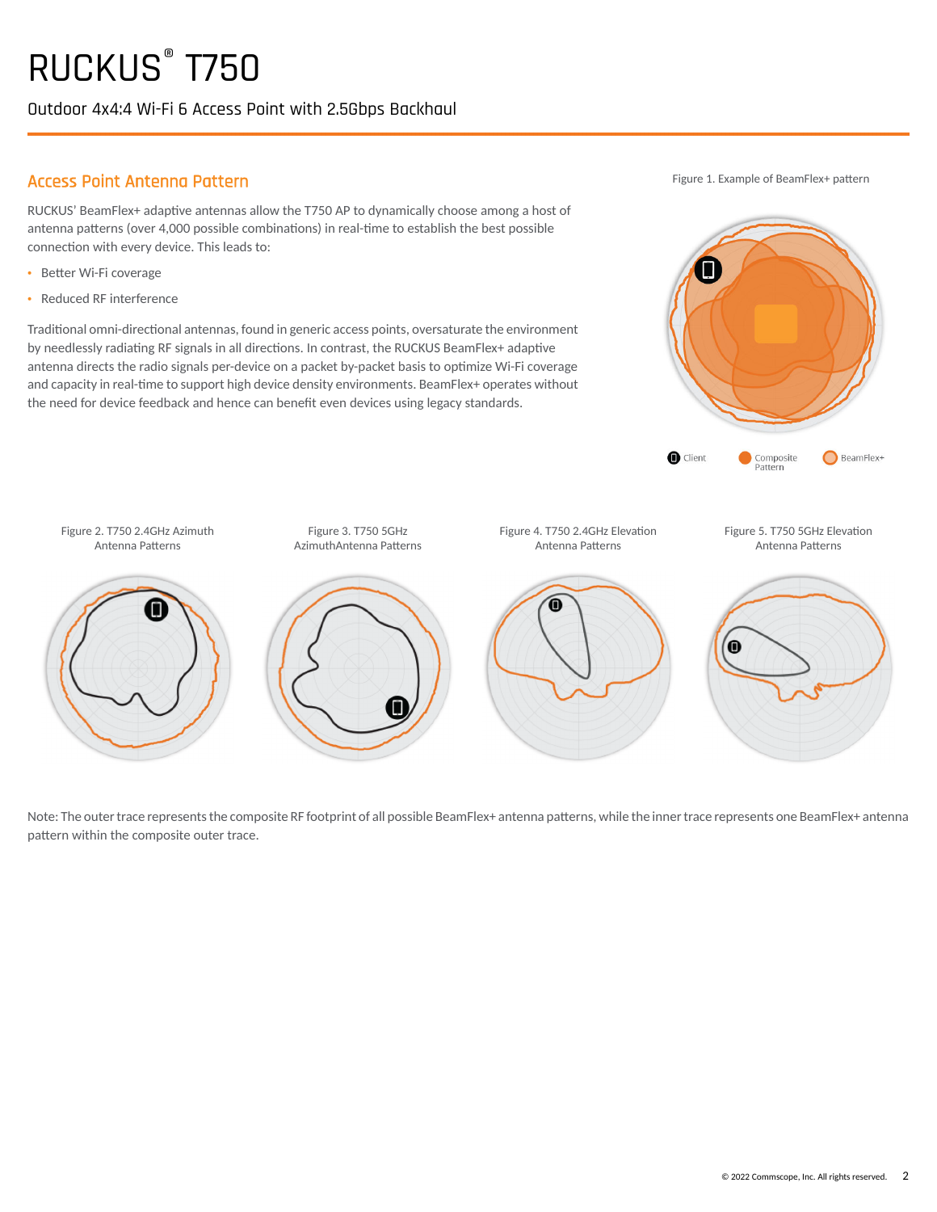# RUCKUS® T750

Outdoor 4x4:4 Wi-Fi 6 Access Point with 2.5Gbps Backhaul

## Access Point Antenna Pattern

RUCKUS' BeamFlex+ adaptive antennas allow the T750 AP to dynamically choose among a host of antenna patterns (over 4,000 possible combinations) in real-time to establish the best possible connection with every device. This leads to:

- Better Wi-Fi coverage
- Reduced RF interference

Traditional omni-directional antennas, found in generic access points, oversaturate the environment by needlessly radiating RF signals in all directions. In contrast, the RUCKUS BeamFlex+ adaptive antenna directs the radio signals per-device on a packet by-packet basis to optimize Wi-Fi coverage and capacity in real-time to support high device density environments. BeamFlex+ operates without the need for device feedback and hence can benefit even devices using legacy standards.

Figure 1. Example of BeamFlex+ pattern

Client · Composite Pattern · BeamFlex+

Figure 2. T750 2.4GHz Azimuth Antenna Patterns

Figure 3. T750 5GHz AzimuthAntenna Patterns

Figure 4. T750 2.4GHz Elevation Antenna Patterns

Figure 5. T750 5GHz Elevation Antenna Patterns

Note: The outer trace represents the composite RF footprint of all possible BeamFlex+ antenna patterns, while the inner trace represents one BeamFlex+ antenna pattern within the composite outer trace.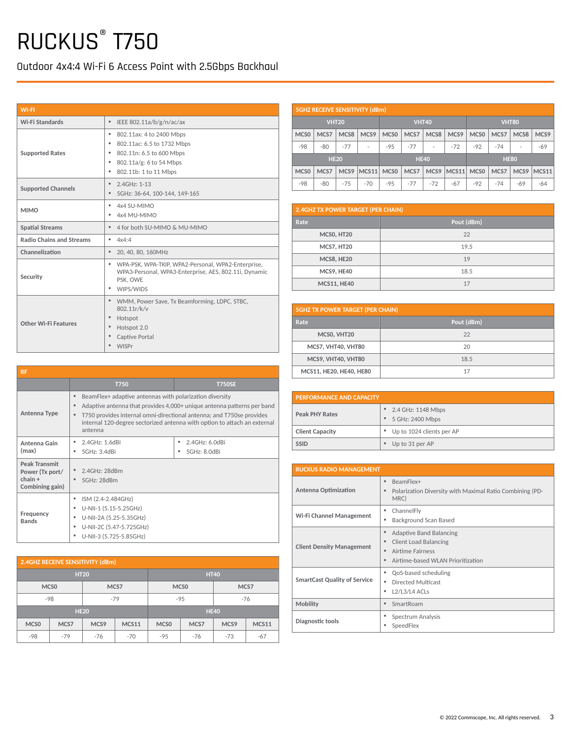# RUCKUS® T750

Outdoor 4x4:4 Wi-Fi 6 Access Point with 2.5Gbps Backhaul

| WI-FI | |
|---|---|
| Wi-Fi Standards | • IEEE 802.11a/b/g/n/ac/ax |
| Supported Rates | • 802.11ax: 4 to 2400 Mbps<br>• 802.11ac: 6.5 to 1732 Mbps<br>• 802.11n: 6.5 to 600 Mbps<br>• 802.11a/g: 6 to 54 Mbps<br>• 802.11b: 1 to 11 Mbps |
| Supported Channels | • 2.4GHz: 1-13<br>• 5GHz: 36-64, 100-144, 149-165 |
| MIMO | • 4x4 SU-MIMO<br>• 4x4 MU-MIMO |
| Spatial Streams | • 4 for both SU-MIMO & MU-MIMO |
| Radio Chains and Streams | • 4x4:4 |
| Channelization | • 20, 40, 80, 160MHz |
| Security | • WPA-PSK, WPA-TKIP, WPA2-Personal, WPA2-Enterprise, WPA3-Personal, WPA3-Enterprise, AES, 802.11i, Dynamic PSK, OWE<br>• WIPS/WIDS |
| Other Wi-Fi Features | • WMM, Power Save, Tx Beamforming, LDPC, STBC, 802.11r/k/v<br>• Hotspot<br>• Hotspot 2.0<br>• Captive Portal<br>• WISPr |

| RF | T750 | T750SE |
|---|---|---|
| Antenna Type | • BeamFlex+ adaptive antennas with polarization diversity<br>• Adaptive antenna that provides 4,000+ unique antenna patterns per band<br>• T750 provides internal omni-directional antenna; and T750se provides internal 120-degree sectorized antenna with option to attach an external antenna | |
| Antenna Gain (max) | • 2.4GHz: 1.6dBi<br>• 5GHz: 3.4dBi | • 2.4GHz: 6.0dBi<br>• 5GHz: 8.0dBi |
| Peak Transmit Power (Tx port/chain + Combining gain) | • 2.4GHz: 28dBm<br>• 5GHz: 28dBm | |
| Frequency Bands | • ISM (2.4-2.484GHz)<br>• U-NII-1 (5.15-5.25GHz)<br>• U-NII-2A (5.25-5.35GHz)<br>• U-NII-2C (5.47-5.725GHz)<br>• U-NII-3 (5.725-5.85GHz) | |

**2.4GHZ RECEIVE SENSITIVITY (dBm)**

| HT20 | | HT40 | |
|---|---|---|---|
| MCS0 | MCS7 | MCS0 | MCS7 |
| -98 | -79 | -95 | -76 |

| HE20 | | | | HE40 | | | |
|---|---|---|---|---|---|---|---|
| MCS0 | MCS7 | MCS9 | MCS11 | MCS0 | MCS7 | MCS9 | MCS11 |
| -98 | -79 | -76 | -70 | -95 | -76 | -73 | -67 |

**5GHZ RECEIVE SENSITIVITY (dBm)**

| VHT20 | | | | VHT40 | | | | VHT80 | | | |
|---|---|---|---|---|---|---|---|---|---|---|---|
| MCS0 | MCS7 | MCS8 | MCS9 | MCS0 | MCS7 | MCS8 | MCS9 | MCS0 | MCS7 | MCS8 | MCS9 |
| -98 | -80 | -77 | - | -95 | -77 | - | -72 | -92 | -74 | - | -69 |

| HE20 | | | | HE40 | | | | HE80 | | | |
|---|---|---|---|---|---|---|---|---|---|---|---|
| MCS0 | MCS7 | MCS9 | MCS11 | MCS0 | MCS7 | MCS9 | MCS11 | MCS0 | MCS7 | MCS9 | MCS11 |
| -98 | -80 | -75 | -70 | -95 | -77 | -72 | -67 | -92 | -74 | -69 | -64 |

**2.4GHZ TX POWER TARGET (PER CHAIN)**

| Rate | Pout (dBm) |
|---|---|
| MCS0, HT20 | 22 |
| MCS7, HT20 | 19.5 |
| MCS8, HE20 | 19 |
| MCS9, HE40 | 18.5 |
| MCS11, HE40 | 17 |

**5GHZ TX POWER TARGET (PER CHAIN)**

| Rate | Pout (dBm) |
|---|---|
| MCS0, VHT20 | 22 |
| MCS7, VHT40, VHT80 | 20 |
| MCS9, VHT40, VHT80 | 18.5 |
| MCS11, HE20, HE40, HE80 | 17 |

| PERFORMANCE AND CAPACITY | |
|---|---|
| Peak PHY Rates | • 2.4 GHz: 1148 Mbps<br>• 5 GHz: 2400 Mbps |
| Client Capacity | • Up to 1024 clients per AP |
| SSID | • Up to 31 per AP |

| RUCKUS RADIO MANAGEMENT | |
|---|---|
| Antenna Optimization | • BeamFlex+<br>• Polarization Diversity with Maximal Ratio Combining (PD-MRC) |
| Wi-Fi Channel Management | • ChannelFly<br>• Background Scan Based |
| Client Density Management | • Adaptive Band Balancing<br>• Client Load Balancing<br>• Airtime Fairness<br>• Airtime-based WLAN Prioritization |
| SmartCast Quality of Service | • QoS-based scheduling<br>• Directed Multicast<br>• L2/L3/L4 ACLs |
| Mobility | • SmartRoam |
| Diagnostic tools | • Spectrum Analysis<br>• SpeedFlex |

© 2022 Commscope, Inc. All rights reserved.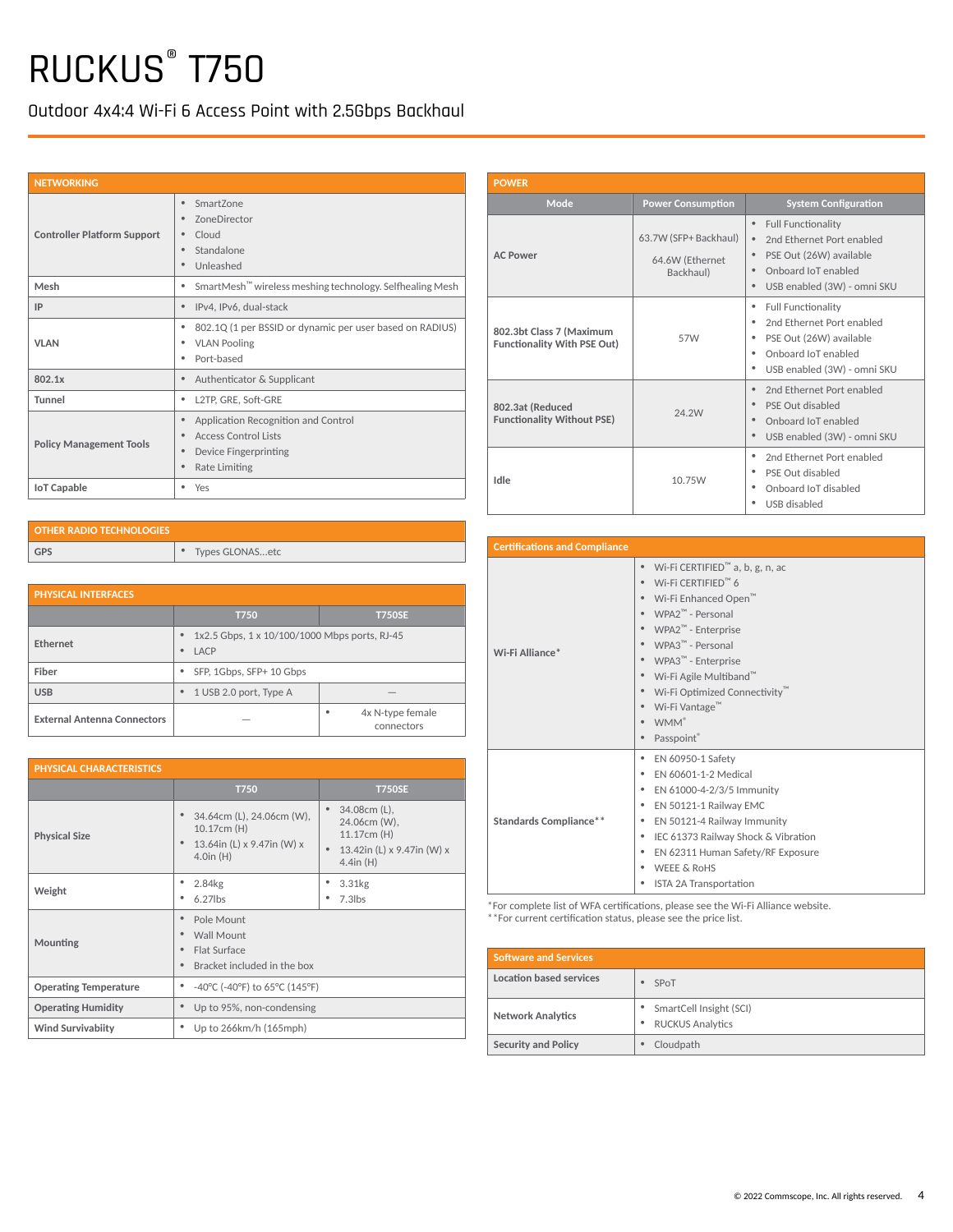# RUCKUS® T750

Outdoor 4x4:4 Wi-Fi 6 Access Point with 2.5Gbps Backhaul

| NETWORKING | |
|---|---|
| Controller Platform Support | • SmartZone<br>• ZoneDirector<br>• Cloud<br>• Standalone<br>• Unleashed |
| Mesh | • SmartMesh™ wireless meshing technology. Selfhealing Mesh |
| IP | • IPv4, IPv6, dual-stack |
| VLAN | • 802.1Q (1 per BSSID or dynamic per user based on RADIUS)<br>• VLAN Pooling<br>• Port-based |
| 802.1x | • Authenticator & Supplicant |
| Tunnel | • L2TP, GRE, Soft-GRE |
| Policy Management Tools | • Application Recognition and Control<br>• Access Control Lists<br>• Device Fingerprinting<br>• Rate Limiting |
| IoT Capable | • Yes |

| OTHER RADIO TECHNOLOGIES | |
|---|---|
| GPS | • Types GLONAS…etc |

| PHYSICAL INTERFACES | | |
|---|---|---|
| | T750 | T750SE |
| Ethernet | • 1x2.5 Gbps, 1 x 10/100/1000 Mbps ports, RJ-45<br>• LACP | |
| Fiber | • SFP, 1Gbps, SFP+ 10 Gbps | |
| USB | • 1 USB 2.0 port, Type A | — |
| External Antenna Connectors | — | • 4x N-type female connectors |

| PHYSICAL CHARACTERISTICS | | |
|---|---|---|
| | T750 | T750SE |
| Physical Size | • 34.64cm (L), 24.06cm (W), 10.17cm (H)<br>• 13.64in (L) x 9.47in (W) x 4.0in (H) | • 34.08cm (L), 24.06cm (W), 11.17cm (H)<br>• 13.42in (L) x 9.47in (W) x 4.4in (H) |
| Weight | • 2.84kg<br>• 6.27lbs | • 3.31kg<br>• 7.3lbs |
| Mounting | • Pole Mount<br>• Wall Mount<br>• Flat Surface<br>• Bracket included in the box | |
| Operating Temperature | • -40°C (-40°F) to 65°C (145°F) | |
| Operating Humidity | • Up to 95%, non-condensing | |
| Wind Survivabilty | • Up to 266km/h (165mph) | |

| POWER | | |
|---|---|---|
| Mode | Power Consumption | System Configuration |
| AC Power | 63.7W (SFP+ Backhaul)<br>64.6W (Ethernet Backhaul) | • Full Functionality<br>• 2nd Ethernet Port enabled<br>• PSE Out (26W) available<br>• Onboard IoT enabled<br>• USB enabled (3W) - omni SKU |
| 802.3bt Class 7 (Maximum Functionality With PSE Out) | 57W | • Full Functionality<br>• 2nd Ethernet Port enabled<br>• PSE Out (26W) available<br>• Onboard IoT enabled<br>• USB enabled (3W) - omni SKU |
| 802.3at (Reduced Functionality Without PSE) | 24.2W | • 2nd Ethernet Port enabled<br>• PSE Out disabled<br>• Onboard IoT enabled<br>• USB enabled (3W) - omni SKU |
| Idle | 10.75W | • 2nd Ethernet Port enabled<br>• PSE Out disabled<br>• Onboard IoT disabled<br>• USB disabled |

| Certifications and Compliance | |
|---|---|
| Wi-Fi Alliance* | • Wi-Fi CERTIFIED™ a, b, g, n, ac<br>• Wi-Fi CERTIFIED™ 6<br>• Wi-Fi Enhanced Open™<br>• WPA2™ - Personal<br>• WPA2™ - Enterprise<br>• WPA3™ - Personal<br>• WPA3™ - Enterprise<br>• Wi-Fi Agile Multiband™<br>• Wi-Fi Optimized Connectivity™<br>• Wi-Fi Vantage™<br>• WMM®<br>• Passpoint® |
| Standards Compliance** | • EN 60950-1 Safety<br>• EN 60601-1-2 Medical<br>• EN 61000-4-2/3/5 Immunity<br>• EN 50121-1 Railway EMC<br>• EN 50121-4 Railway Immunity<br>• IEC 61373 Railway Shock & Vibration<br>• EN 62311 Human Safety/RF Exposure<br>• WEEE & RoHS<br>• ISTA 2A Transportation |

*For complete list of WFA certifications, please see the Wi-Fi Alliance website.
**For current certification status, please see the price list.

| Software and Services | |
|---|---|
| Location based services | • SPoT |
| Network Analytics | • SmartCell Insight (SCI)<br>• RUCKUS Analytics |
| Security and Policy | • Cloudpath |

© 2022 Commscope, Inc. All rights reserved.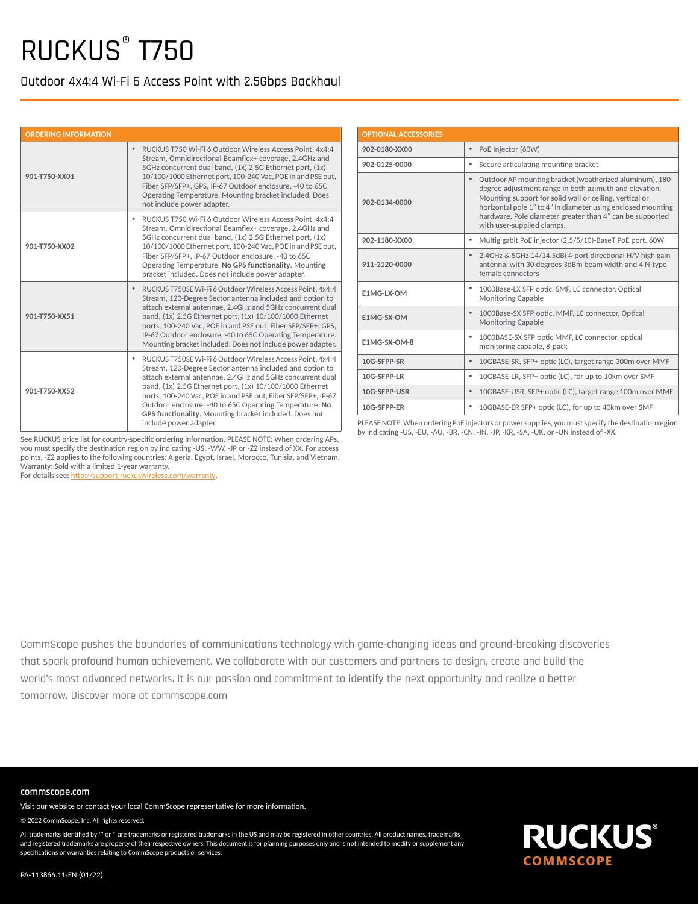# RUCKUS® T750

Outdoor 4x4:4 Wi-Fi 6 Access Point with 2.5Gbps Backhaul

| ORDERING INFORMATION | |
|---|---|
| 901-T750-XX01 | • RUCKUS T750 Wi-Fi 6 Outdoor Wireless Access Point, 4x4:4 Stream, Omnidirectional Beamflex+ coverage, 2.4GHz and 5GHz concurrent dual band, (1x) 2.5G Ethernet port, (1x) 10/100/1000 Ethernet port, 100-240 Vac, POE in and PSE out, Fiber SFP/SFP+, GPS, IP-67 Outdoor enclosure, -40 to 65C Operating Temperature. Mounting bracket included. Does not include power adapter. |
| 901-T750-XX02 | • RUCKUS T750 Wi-Fi 6 Outdoor Wireless Access Point, 4x4:4 Stream, Omnidirectional Beamflex+ coverage, 2.4GHz and 5GHz concurrent dual band, (1x) 2.5G Ethernet port, (1x) 10/100/1000 Ethernet port, 100-240 Vac, POE in and PSE out, Fiber SFP/SFP+, IP-67 Outdoor enclosure, -40 to 65C Operating Temperature. **No GPS functionality**. Mounting bracket included. Does not include power adapter. |
| 901-T750-XX51 | • RUCKUS T750SE Wi-Fi 6 Outdoor Wireless Access Point, 4x4:4 Stream, 120-Degree Sector antenna included and option to attach external antennae, 2.4GHz and 5GHz concurrent dual band, (1x) 2.5G Ethernet port, (1x) 10/100/1000 Ethernet ports, 100-240 Vac, POE in and PSE out, Fiber SFP/SFP+, GPS, IP-67 Outdoor enclosure, -40 to 65C Operating Temperature. Mounting bracket included. Does not include power adapter. |
| 901-T750-XX52 | • RUCKUS T750SE Wi-Fi 6 Outdoor Wireless Access Point, 4x4:4 Stream, 120-Degree Sector antenna included and option to attach external antennae, 2.4GHz and 5GHz concurrent dual band, (1x) 2.5G Ethernet port, (1x) 10/100/1000 Ethernet ports, 100-240 Vac, POE in and PSE out, Fiber SFP/SFP+, IP-67 Outdoor enclosure, -40 to 65C Operating Temperature. **No GPS functionality**. Mounting bracket included. Does not include power adapter. |

See RUCKUS price list for country-specific ordering information. PLEASE NOTE: When ordering APs, you must specify the destination region by indicating -US, -WW, -JP or -Z2 instead of XX. For access points, -Z2 applies to the following countries: Algeria, Egypt, Israel, Morocco, Tunisia, and Vietnam.
Warranty: Sold with a limited 1-year warranty.
For details see: http://support.ruckuswireless.com/warranty.

| OPTIONAL ACCESSORIES | |
|---|---|
| 902-0180-XX00 | • PoE Injector (60W) |
| 902-0125-0000 | • Secure articulating mounting bracket |
| 902-0134-0000 | • Outdoor AP mounting bracket (weatherized aluminum), 180-degree adjustment range in both azimuth and elevation. Mounting support for solid wall or ceiling, vertical or horizontal pole 1" to 4" in diameter using enclosed mounting hardware. Pole diameter greater than 4" can be supported with user-supplied clamps. |
| 902-1180-XX00 | • Multigigabit PoE injector (2.5/5/10)-BaseT PoE port, 60W |
| 911-2120-0000 | • 2.4GHz & 5GHz 14/14.5dBi 4-port directional H/V high gain antenna; with 30 degrees 3dBm beam width and 4 N-type female connectors |
| E1MG-LX-OM | • 1000Base-LX SFP optic, SMF, LC connector, Optical Monitoring Capable |
| E1MG-SX-OM | • 1000Base-SX SFP optic, MMF, LC connector, Optical Monitoring Capable |
| E1MG-SX-OM-8 | • 1000BASE-SX SFP optic MMF, LC connector, optical monitoring capable, 8-pack |
| 10G-SFPP-SR | • 10GBASE-SR, SFP+ optic (LC), target range 300m over MMF |
| 10G-SFPP-LR | • 10GBASE-LR, SFP+ optic (LC), for up to 10km over SMF |
| 10G-SFPP-USR | • 10GBASE-USR, SFP+ optic (LC), target range 100m over MMF |
| 10G-SFPP-ER | • 10GBASE-ER SFP+ optic (LC), for up to 40km over SMF |

PLEASE NOTE: When ordering PoE injectors or power supplies, you must specify the destination region by indicating -US, -EU, -AU, -BR, -CN, -IN, -JP, -KR, -SA, -UK, or -UN instead of -XX.

CommScope pushes the boundaries of communications technology with game-changing ideas and ground-breaking discoveries that spark profound human achievement. We collaborate with our customers and partners to design, create and build the world's most advanced networks. It is our passion and commitment to identify the next opportunity and realize a better tomorrow. Discover more at commscope.com

commscope.com

Visit our website or contact your local CommScope representative for more information.

© 2022 CommScope, Inc. All rights reserved.

All trademarks identified by ™ or ® are trademarks or registered trademarks in the US and may be registered in other countries. All product names, trademarks and registered trademarks are property of their respective owners. This document is for planning purposes only and is not intended to modify or supplement any specifications or warranties relating to CommScope products or services.

RUCKUS® COMMSCOPE

PA-113866.11-EN (01/22)